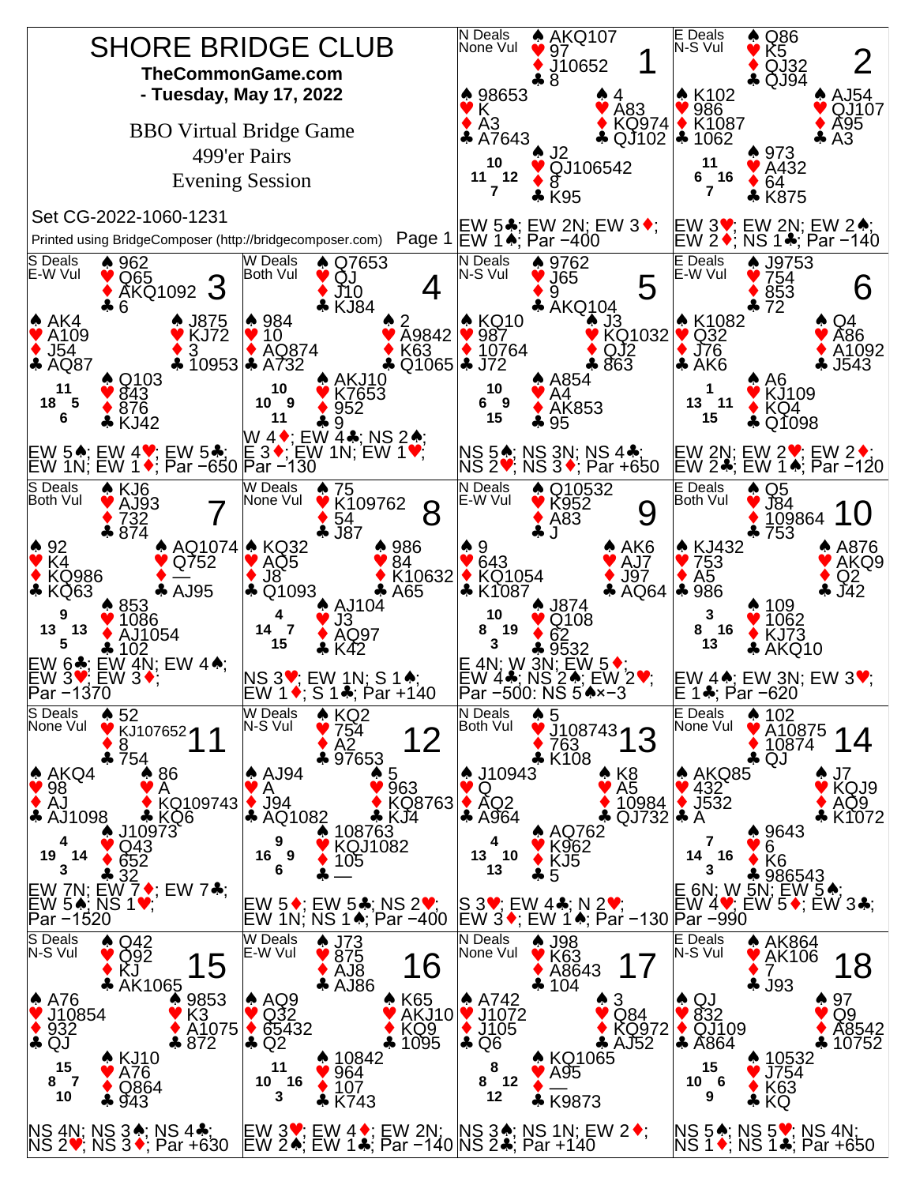# SHORE BRIDGE CLUB

**TheCommonGame.com**
**- Tuesday, May 17, 2022**

BBO Virtual Bridge Game
499'er Pairs
Evening Session

Set CG-2022-1060-1231

Printed using BridgeComposer (http://bridgecomposer.com)

## Board 1
N Deals, None Vul

| | North | |
|---|---|---|
| | ♠ AKQ107 ♥ 97 ♦ J10652 ♣ 8 | |
| **West** ♠ 98653 ♥ K ♦ A3 ♣ A7643 | | **East** ♠ 4 ♥ A83 ♦ KQ974 ♣ QJ102 |
| | **South** ♠ J2 ♥ QJ106542 ♦ 8 ♣ K95 | |

HCP: N 10, E 12, S 7, W 11

EW 5♣; EW 2N; EW 3♦; EW 1♠; Par −400

## Board 2
E Deals, N-S Vul

| | North | |
|---|---|---|
| | ♠ Q86 ♥ K5 ♦ QJ32 ♣ QJ94 | |
| **West** ♠ K102 ♥ 986 ♦ K1087 ♣ 1062 | | **East** ♠ AJ54 ♥ QJ107 ♦ A95 ♣ A3 |
| | **South** ♠ 973 ♥ A432 ♦ 64 ♣ K875 | |

HCP: N 11, E 16, S 7, W 6

EW 3♥; EW 2N; EW 2♠; EW 2♦; NS 1♣; Par −140

## Board 3
S Deals, E-W Vul

| | North | |
|---|---|---|
| | ♠ 962 ♥ Q65 ♦ AKQ1092 ♣ 6 | |
| **West** ♠ AK4 ♥ A109 ♦ J54 ♣ AQ87 | | **East** ♠ J875 ♥ KJ72 ♦ 3 ♣ 10953 |
| | **South** ♠ Q103 ♥ 843 ♦ 876 ♣ KJ42 | |

HCP: N 11, E 5, S 6, W 18

EW 5♠; EW 4♥; EW 5♣; EW 1N; EW 1♦; Par −650

## Board 4
W Deals, Both Vul

| | North | |
|---|---|---|
| | ♠ Q7653 ♥ QJ ♦ J10 ♣ KJ84 | |
| **West** ♠ 984 ♥ 10 ♦ AQ874 ♣ A732 | | **East** ♠ 2 ♥ A9842 ♦ K63 ♣ Q1065 |
| | **South** ♠ AKJ10 ♥ K7653 ♦ 952 ♣ 9 | |

HCP: N 10, E 9, S 11, W 10

W 4♦; EW 4♣; NS 2♠; E 3♦; EW 1N; EW 1♥; Par −130

## Board 5
N Deals, N-S Vul

| | North | |
|---|---|---|
| | ♠ 9762 ♥ J65 ♦ 9 ♣ AKQ104 | |
| **West** ♠ KQ10 ♥ 987 ♦ 10764 ♣ J72 | | **East** ♠ J3 ♥ KQ1032 ♦ QJ2 ♣ 863 |
| | **South** ♠ A854 ♥ A4 ♦ AK853 ♣ 95 | |

HCP: N 10, E 9, S 15, W 6

NS 5♠; NS 3N; NS 4♣; NS 2♥; NS 3♦; Par +650

## Board 6
E Deals, E-W Vul

| | North | |
|---|---|---|
| | ♠ J9753 ♥ 754 ♦ 853 ♣ 72 | |
| **West** ♠ K1082 ♥ Q32 ♦ J76 ♣ AK6 | | **East** ♠ Q4 ♥ A86 ♦ A1092 ♣ J543 |
| | **South** ♠ A6 ♥ KJ109 ♦ KQ4 ♣ Q1098 | |

HCP: N 1, E 11, S 15, W 13

EW 2N; EW 2♥; EW 2♦; EW 2♣; EW 1♠; Par −120

## Board 7
S Deals, Both Vul

| | North | |
|---|---|---|
| | ♠ KJ6 ♥ AJ93 ♦ 732 ♣ 874 | |
| **West** ♠ 92 ♥ K4 ♦ KQ986 ♣ KQ63 | | **East** ♠ AQ1074 ♥ Q752 ♦ — ♣ AJ95 |
| | **South** ♠ 853 ♥ 1086 ♦ AJ1054 ♣ 102 | |

HCP: N 9, E 13, S 5, W 13

EW 6♣; EW 4N; EW 4♠; EW 3♥; EW 3♦; Par −1370

## Board 8
W Deals, None Vul

| | North | |
|---|---|---|
| | ♠ 75 ♥ K109762 ♦ 54 ♣ J87 | |
| **West** ♠ KQ32 ♥ AQ5 ♦ J8 ♣ Q1093 | | **East** ♠ 986 ♥ 84 ♦ K10632 ♣ A65 |
| | **South** ♠ AJ104 ♥ J3 ♦ AQ97 ♣ K42 | |

HCP: N 4, E 7, S 15, W 14

NS 3♥; EW 1N; S 1♠; EW 1♦; S 1♣; Par +140

## Board 9
N Deals, E-W Vul

| | North | |
|---|---|---|
| | ♠ Q10532 ♥ K952 ♦ A83 ♣ J | |
| **West** ♠ 9 ♥ 643 ♦ KQ1054 ♣ K1087 | | **East** ♠ AK6 ♥ AJ7 ♦ J97 ♣ AQ64 |
| | **South** ♠ J874 ♥ Q108 ♦ 62 ♣ 9532 | |

HCP: N 10, E 19, S 3, W 8

E 4N; W 3N; EW 5♦; EW 4♣; NS 2♠; EW 2♥; Par −500: NS 5♠×−3

## Board 10
E Deals, Both Vul

| | North | |
|---|---|---|
| | ♠ Q5 ♥ J84 ♦ 109864 ♣ 753 | |
| **West** ♠ KJ432 ♥ 753 ♦ A5 ♣ 986 | | **East** ♠ A876 ♥ AKQ9 ♦ Q2 ♣ J42 |
| | **South** ♠ 109 ♥ 1062 ♦ KJ73 ♣ AKQ10 | |

HCP: N 3, E 16, S 13, W 8

EW 4♠; EW 3N; EW 3♥; E 1♣; Par −620

## Board 11
S Deals, None Vul

| | North | |
|---|---|---|
| | ♠ 52 ♥ KJ107652 ♦ 8 ♣ 754 | |
| **West** ♠ AKQ4 ♥ 98 ♦ AJ ♣ AJ1098 | | **East** ♠ 86 ♥ A ♦ KQ109743 ♣ KQ6 |
| | **South** ♠ J10973 ♥ Q43 ♦ 652 ♣ 32 | |

HCP: N 4, E 14, S 3, W 19

EW 7N; EW 7♦; EW 7♣; EW 5♠; NS 1♥; Par −1520

## Board 12
W Deals, N-S Vul

| | North | |
|---|---|---|
| | ♠ KQ2 ♥ 754 ♦ A2 ♣ 97653 | |
| **West** ♠ AJ94 ♥ A ♦ J94 ♣ AQ1082 | | **East** ♠ 5 ♥ 963 ♦ KQ8763 ♣ KJ4 |
| | **South** ♠ 108763 ♥ KQJ1082 ♦ 105 ♣ — | |

HCP: N 9, E 9, S 6, W 16

EW 5♦; EW 5♣; NS 2♥; EW 1N; NS 1♠; Par −400

## Board 13
N Deals, Both Vul

| | North | |
|---|---|---|
| | ♠ 5 ♥ J108743 ♦ 763 ♣ K108 | |
| **West** ♠ J10943 ♥ Q ♦ AQ2 ♣ A964 | | **East** ♠ K8 ♥ A5 ♦ 10984 ♣ QJ732 |
| | **South** ♠ AQ762 ♥ K962 ♦ KJ5 ♣ 5 | |

HCP: N 4, E 10, S 13, W 13

S 3♥; EW 4♣; N 2♥; EW 3♦; EW 1♠; Par −130

## Board 14
E Deals, None Vul

| | North | |
|---|---|---|
| | ♠ 102 ♥ A10875 ♦ 10874 ♣ QJ | |
| **West** ♠ AKQ85 ♥ 432 ♦ J532 ♣ A | | **East** ♠ J7 ♥ KQJ9 ♦ AQ9 ♣ K1072 |
| | **South** ♠ 9643 ♥ 6 ♦ K6 ♣ 986543 | |

HCP: N 7, E 16, S 3, W 14

E 6N; W 5N; EW 5♠; EW 4♥; EW 5♦; EW 3♣; Par −990

## Board 15
S Deals, N-S Vul

| | North | |
|---|---|---|
| | ♠ Q42 ♥ Q92 ♦ KJ ♣ AK1065 | |
| **West** ♠ A76 ♥ J10854 ♦ 932 ♣ QJ | | **East** ♠ 9853 ♥ K3 ♦ A1075 ♣ 872 |
| | **South** ♠ KJ10 ♥ A76 ♦ Q864 ♣ 943 | |

HCP: N 15, E 7, S 10, W 8

NS 4N; NS 3♠; NS 4♣; NS 2♥; NS 3♦; Par +630

## Board 16
W Deals, E-W Vul

| | North | |
|---|---|---|
| | ♠ J73 ♥ 875 ♦ AJ8 ♣ AJ86 | |
| **West** ♠ AQ9 ♥ Q32 ♦ 65432 ♣ Q2 | | **East** ♠ K65 ♥ AKJ10 ♦ KQ9 ♣ 1095 |
| | **South** ♠ 10842 ♥ 964 ♦ 107 ♣ K743 | |

HCP: N 11, E 16, S 3, W 10

EW 3♥; EW 4♦; EW 2N; EW 2♠; EW 1♣; Par −140

## Board 17
N Deals, None Vul

| | North | |
|---|---|---|
| | ♠ J98 ♥ K63 ♦ A8643 ♣ 104 | |
| **West** ♠ A742 ♥ J1072 ♦ J105 ♣ Q6 | | **East** ♠ 3 ♥ Q84 ♦ KQ972 ♣ AJ52 |
| | **South** ♠ KQ1065 ♥ A95 ♦ — ♣ K9873 | |

HCP: N 8, E 12, S 12, W 8

NS 3♠; NS 1N; EW 2♦; NS 2♣; Par +140

## Board 18
E Deals, N-S Vul

| | North | |
|---|---|---|
| | ♠ AK864 ♥ AK106 ♦ 7 ♣ J93 | |
| **West** ♠ QJ ♥ 832 ♦ QJ109 ♣ A864 | | **East** ♠ 97 ♥ Q9 ♦ A8542 ♣ 10752 |
| | **South** ♠ 10532 ♥ J754 ♦ K63 ♣ KQ | |

HCP: N 15, E 6, S 9, W 10

NS 5♠; NS 5♥; NS 4N; NS 1♦; NS 1♣; Par +650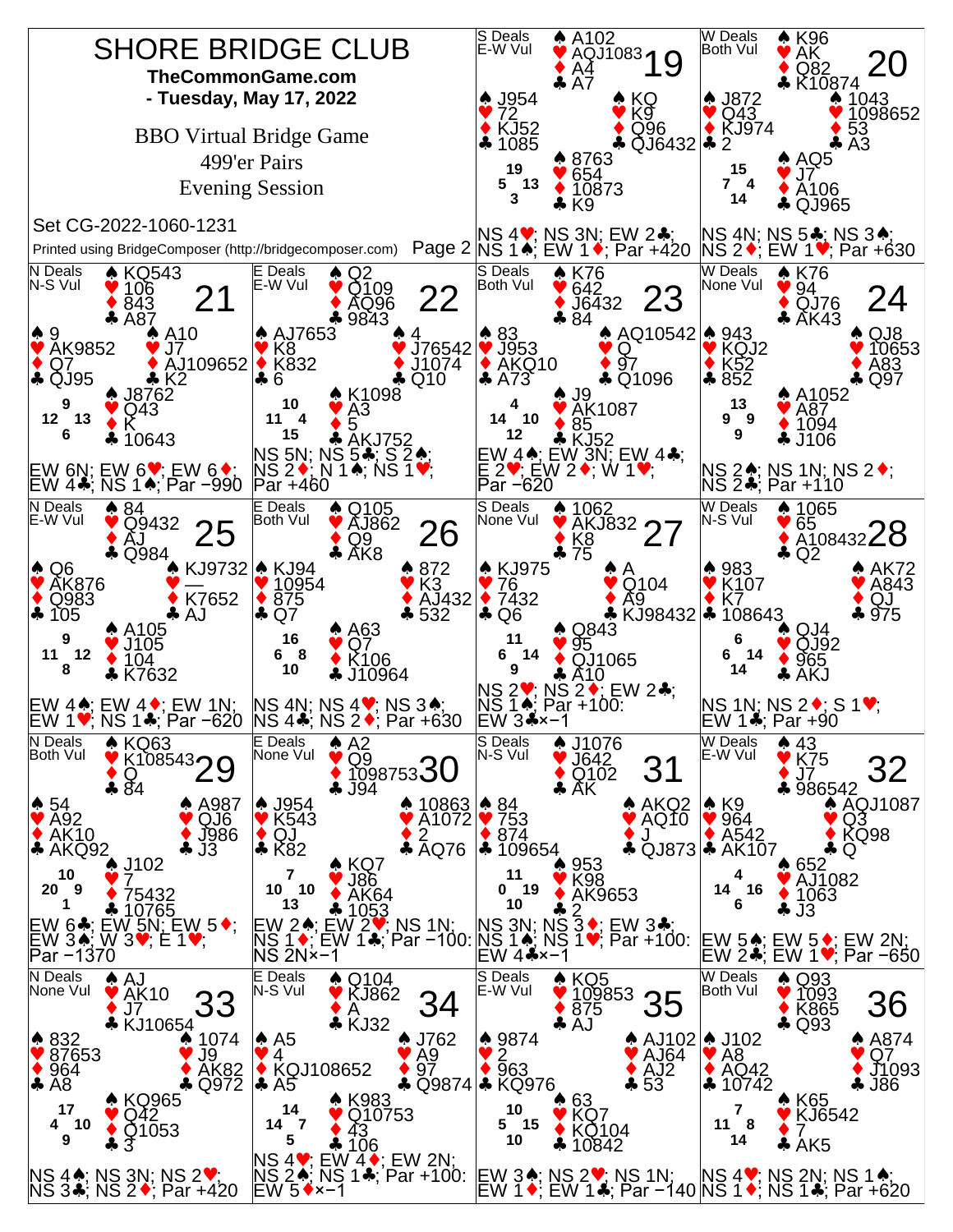# SHORE BRIDGE CLUB

**TheCommonGame.com**

**- Tuesday, May 17, 2022**

BBO Virtual Bridge Game

499'er Pairs

Evening Session

Set CG-2022-1060-1231

Printed using BridgeComposer (http://bridgecomposer.com)

## Board 19
S Deals, E-W Vul

- North: ♠ A102 ♥ AQJ1083 ♦ A4 ♣ A7
- West: ♠ J954 ♥ 72 ♦ KJ52 ♣ 1085
- East: ♠ KQ ♥ K9 ♦ Q96 ♣ QJ6432
- South: ♠ 8763 ♥ 654 ♦ 10873 ♣ K9

HCP: N 19, W 5, E 13, S 3

NS 4♥; NS 3N; EW 2♣; NS 1♠; EW 1♦; Par +420

## Board 20
W Deals, Both Vul

- North: ♠ K96 ♥ AK ♦ Q82 ♣ K10874
- West: ♠ J872 ♥ Q43 ♦ KJ974 ♣ 2
- East: ♠ 1043 ♥ 1098652 ♦ 53 ♣ A3
- South: ♠ AQ5 ♥ J7 ♦ A106 ♣ QJ965

HCP: N 15, W 7, E 4, S 14

NS 4N; NS 5♣; NS 3♠; NS 2♦; EW 1♥; Par +630

## Board 21
N Deals, N-S Vul

- North: ♠ KQ543 ♥ 106 ♦ 843 ♣ A87
- West: ♠ 9 ♥ AK9852 ♦ Q7 ♣ QJ95
- East: ♠ A10 ♥ J7 ♦ AJ109652 ♣ K2
- South: ♠ J8762 ♥ Q43 ♦ K ♣ 10643

HCP: N 9, W 12, E 13, S 6

EW 6N; EW 6♥; EW 6♦; EW 4♣; NS 1♠; Par −990

## Board 22
E Deals, E-W Vul

- North: ♠ Q2 ♥ Q109 ♦ AQ96 ♣ 9843
- West: ♠ AJ7653 ♥ K8 ♦ K832 ♣ 6
- East: ♠ 4 ♥ J76542 ♦ J1074 ♣ Q10
- South: ♠ K1098 ♥ A3 ♦ 5 ♣ AKJ752

HCP: N 10, W 11, E 4, S 15

NS 5N; NS 5♣; S 2♠; NS 2♦; N 1♠; NS 1♥; Par +460

## Board 23
S Deals, Both Vul

- North: ♠ K76 ♥ 642 ♦ J6432 ♣ 84
- West: ♠ 83 ♥ J953 ♦ AKQ10 ♣ A73
- East: ♠ AQ10542 ♥ Q ♦ 97 ♣ Q1096
- South: ♠ J9 ♥ AK1087 ♦ 85 ♣ KJ52

HCP: N 4, W 14, E 10, S 12

EW 4♠; EW 3N; EW 4♣; E 2♥; EW 2♦; W 1♥; Par −620

## Board 24
W Deals, None Vul

- North: ♠ K76 ♥ 94 ♦ QJ76 ♣ AK43
- West: ♠ 943 ♥ KQJ2 ♦ K52 ♣ 852
- East: ♠ QJ8 ♥ 10653 ♦ A83 ♣ Q97
- South: ♠ A1052 ♥ A87 ♦ 1094 ♣ J106

HCP: N 13, W 9, E 9, S 9

NS 2♠; NS 1N; NS 2♦; NS 2♣; Par +110

## Board 25
N Deals, E-W Vul

- North: ♠ 84 ♥ Q9432 ♦ AJ ♣ Q984
- West: ♠ Q6 ♥ AK876 ♦ Q983 ♣ 105
- East: ♠ KJ9732 ♥ — ♦ K7652 ♣ AJ
- South: ♠ A105 ♥ J105 ♦ 104 ♣ K7632

HCP: N 9, W 11, E 12, S 8

EW 4♠; EW 4♦; EW 1N; EW 1♥; NS 1♣; Par −620

## Board 26
E Deals, Both Vul

- North: ♠ Q105 ♥ AJ862 ♦ Q9 ♣ AK8
- West: ♠ KJ94 ♥ 10954 ♦ 875 ♣ Q7
- East: ♠ 872 ♥ K3 ♦ AJ432 ♣ 532
- South: ♠ A63 ♥ Q7 ♦ K106 ♣ J10964

HCP: N 16, W 6, E 8, S 10

NS 4N; NS 4♥; NS 3♠; NS 4♣; NS 2♦; Par +630

## Board 27
S Deals, None Vul

- North: ♠ 1062 ♥ AKJ832 ♦ K8 ♣ 75
- West: ♠ KJ975 ♥ 76 ♦ 7432 ♣ Q6
- East: ♠ A ♥ Q104 ♦ A9 ♣ KJ98432
- South: ♠ Q843 ♥ 95 ♦ QJ1065 ♣ A10

HCP: N 11, W 6, E 14, S 9

NS 2♥; NS 2♦; EW 2♣; NS 1♠; Par +100: EW 3♣×−1

## Board 28
W Deals, N-S Vul

- North: ♠ 1065 ♥ 65 ♦ A108432 ♣ Q2
- West: ♠ 983 ♥ K107 ♦ K7 ♣ 108643
- East: ♠ AK72 ♥ A843 ♦ QJ ♣ 975
- South: ♠ QJ4 ♥ QJ92 ♦ 965 ♣ AKJ

HCP: N 6, W 6, E 14, S 14

NS 1N; NS 2♦; S 1♥; EW 1♣; Par +90

## Board 29
N Deals, Both Vul

- North: ♠ KQ63 ♥ K108543 ♦ Q ♣ 84
- West: ♠ 54 ♥ A92 ♦ AK10 ♣ AKQ92
- East: ♠ A987 ♥ QJ6 ♦ J986 ♣ J3
- South: ♠ J102 ♥ 7 ♦ 75432 ♣ 10765

HCP: N 10, W 20, E 9, S 1

EW 6♣; EW 5N; EW 5♦; EW 3♠; W 3♥; E 1♥; Par −1370

## Board 30
E Deals, None Vul

- North: ♠ A2 ♥ Q9 ♦ 1098753 ♣ J94
- West: ♠ J954 ♥ K543 ♦ QJ ♣ K82
- East: ♠ 10863 ♥ A1072 ♦ 2 ♣ AQ76
- South: ♠ KQ7 ♥ J86 ♦ AK64 ♣ 1053

HCP: N 7, W 10, E 10, S 13

EW 2♠; EW 2♥; NS 1N; NS 1♦; EW 1♣; Par −100: NS 2N×−1

## Board 31
S Deals, N-S Vul

- North: ♠ J1076 ♥ J642 ♦ Q102 ♣ AK
- West: ♠ 84 ♥ 753 ♦ 874 ♣ 109654
- East: ♠ AKQ2 ♥ AQ10 ♦ J ♣ QJ873
- South: ♠ 953 ♥ K98 ♦ AK9653 ♣ 2

HCP: N 11, W 0, E 19, S 10

NS 3N; NS 3♦; EW 3♣; NS 1♠; NS 1♥; Par +100: EW 4♣×−1

## Board 32
W Deals, E-W Vul

- North: ♠ 43 ♥ K75 ♦ J7 ♣ 986542
- West: ♠ K9 ♥ 964 ♦ A542 ♣ AK107
- East: ♠ AQJ1087 ♥ Q3 ♦ KQ98 ♣ Q
- South: ♠ 652 ♥ AJ1082 ♦ 1063 ♣ J3

HCP: N 4, W 14, E 16, S 6

EW 5♠; EW 5♦; EW 2N; EW 2♣; EW 1♥; Par −650

## Board 33
N Deals, None Vul

- North: ♠ AJ ♥ AK10 ♦ J7 ♣ KJ10654
- West: ♠ 832 ♥ 87653 ♦ 964 ♣ A8
- East: ♠ 1074 ♥ J9 ♦ AK82 ♣ Q972
- South: ♠ KQ965 ♥ Q42 ♦ Q1053 ♣ 3

HCP: N 17, W 4, E 10, S 9

NS 4♠; NS 3N; NS 2♥; NS 3♣; NS 2♦; Par +420

## Board 34
E Deals, N-S Vul

- North: ♠ Q104 ♥ KJ862 ♦ A ♣ KJ32
- West: ♠ A5 ♥ 4 ♦ KQJ108652 ♣ A5
- East: ♠ J762 ♥ A9 ♦ 97 ♣ Q9874
- South: ♠ K983 ♥ Q10753 ♦ 43 ♣ 106

HCP: N 14, W 14, E 7, S 5

NS 4♥; EW 4♦; EW 2N; NS 2♠; NS 1♣; Par +100: EW 5♦×−1

## Board 35
S Deals, E-W Vul

- North: ♠ KQ5 ♥ 109853 ♦ 875 ♣ AJ
- West: ♠ 9874 ♥ 2 ♦ 963 ♣ KQ976
- East: ♠ AJ102 ♥ AJ64 ♦ AJ2 ♣ 53
- South: ♠ 63 ♥ KQ7 ♦ KQ104 ♣ 10842

HCP: N 10, W 5, E 15, S 10

EW 3♠; NS 2♥; NS 1N; EW 1♦; EW 1♣; Par −140

## Board 36
W Deals, Both Vul

- North: ♠ Q93 ♥ 1093 ♦ K865 ♣ Q93
- West: ♠ J102 ♥ A8 ♦ AQ42 ♣ 10742
- East: ♠ A874 ♥ Q7 ♦ J1093 ♣ J86
- South: ♠ K65 ♥ KJ6542 ♦ 7 ♣ AK5

HCP: N 7, W 11, E 8, S 14

NS 4♥; NS 2N; NS 1♠; NS 1♦; NS 1♣; Par +620